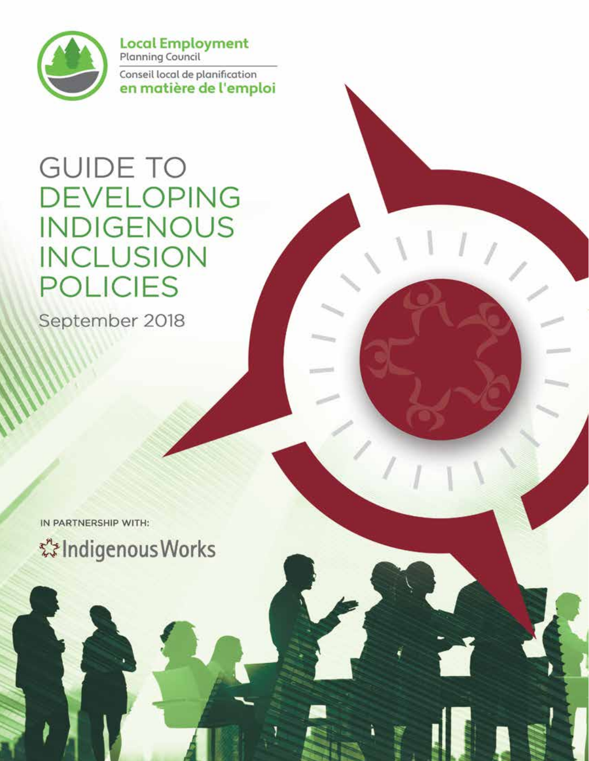**Local Employment** Planning Council

Conseil local de planification **en matière de l'emploi**

# GUIDE TO DEVELOPING INDIGENOUS INCLUSION POLICIES

September 2018

IN PARTNERSHIP WITH:

IndigenousWorks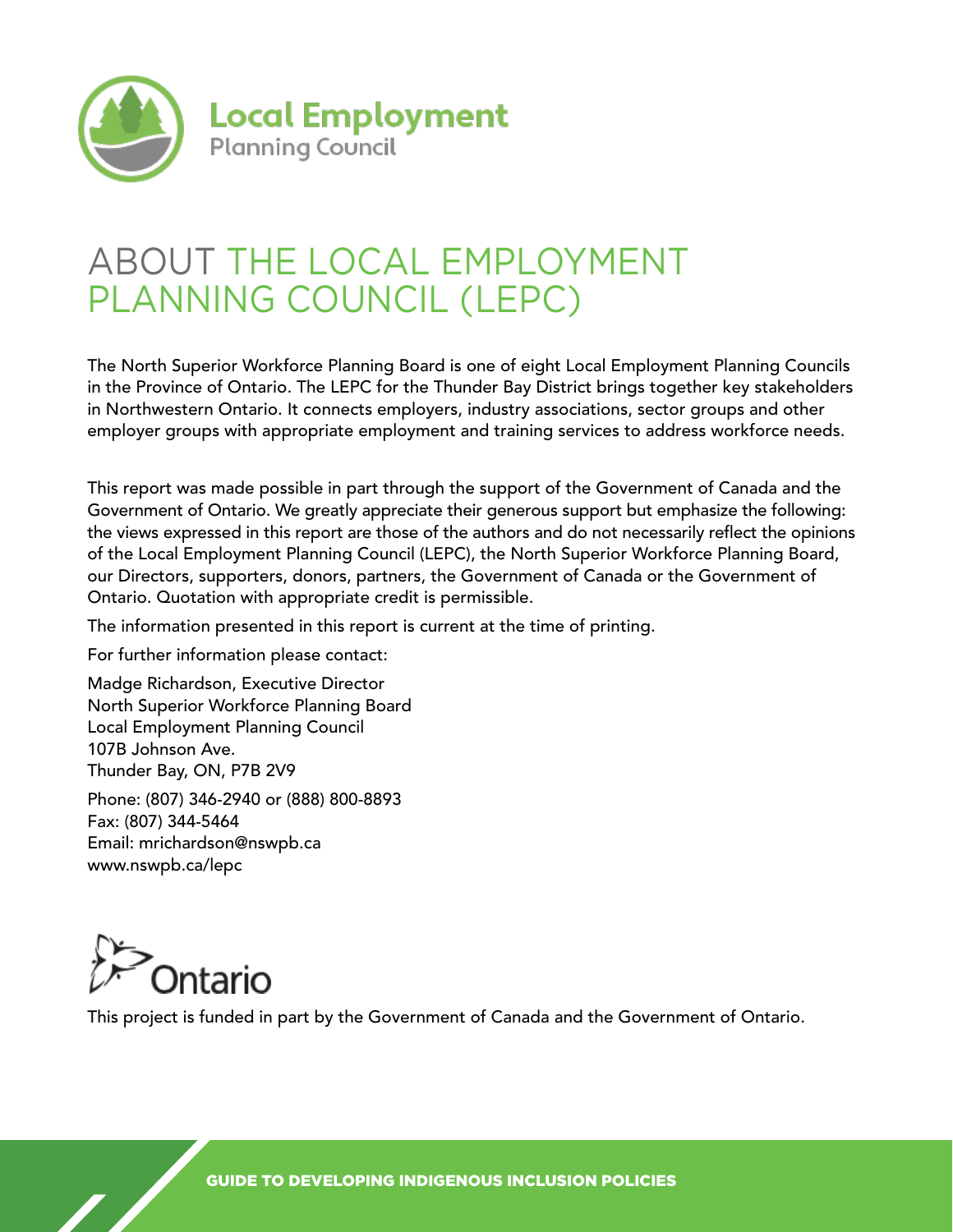Local Employment
Planning Council

# ABOUT THE LOCAL EMPLOYMENT PLANNING COUNCIL (LEPC)

The North Superior Workforce Planning Board is one of eight Local Employment Planning Councils in the Province of Ontario. The LEPC for the Thunder Bay District brings together key stakeholders in Northwestern Ontario. It connects employers, industry associations, sector groups and other employer groups with appropriate employment and training services to address workforce needs.

This report was made possible in part through the support of the Government of Canada and the Government of Ontario. We greatly appreciate their generous support but emphasize the following: the views expressed in this report are those of the authors and do not necessarily reflect the opinions of the Local Employment Planning Council (LEPC), the North Superior Workforce Planning Board, our Directors, supporters, donors, partners, the Government of Canada or the Government of Ontario. Quotation with appropriate credit is permissible.

The information presented in this report is current at the time of printing.

For further information please contact:

Madge Richardson, Executive Director
North Superior Workforce Planning Board
Local Employment Planning Council
107B Johnson Ave.
Thunder Bay, ON, P7B 2V9

Phone: (807) 346-2940 or (888) 800-8893
Fax: (807) 344-5464
Email: mrichardson@nswpb.ca
www.nswpb.ca/lepc

Ontario

This project is funded in part by the Government of Canada and the Government of Ontario.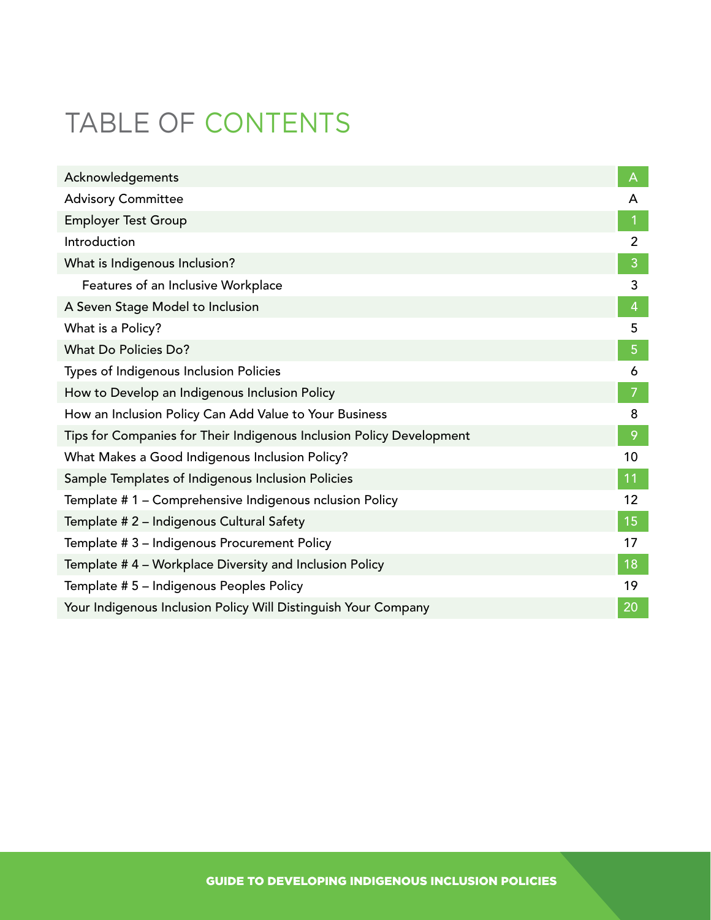# TABLE OF CONTENTS

| | |
|---|---|
| Acknowledgements | A |
| Advisory Committee | A |
| Employer Test Group | 1 |
| Introduction | 2 |
| What is Indigenous Inclusion? | 3 |
| Features of an Inclusive Workplace | 3 |
| A Seven Stage Model to Inclusion | 4 |
| What is a Policy? | 5 |
| What Do Policies Do? | 5 |
| Types of Indigenous Inclusion Policies | 6 |
| How to Develop an Indigenous Inclusion Policy | 7 |
| How an Inclusion Policy Can Add Value to Your Business | 8 |
| Tips for Companies for Their Indigenous Inclusion Policy Development | 9 |
| What Makes a Good Indigenous Inclusion Policy? | 10 |
| Sample Templates of Indigenous Inclusion Policies | 11 |
| Template # 1 – Comprehensive Indigenous nclusion Policy | 12 |
| Template # 2 – Indigenous Cultural Safety | 15 |
| Template # 3 – Indigenous Procurement Policy | 17 |
| Template # 4 – Workplace Diversity and Inclusion Policy | 18 |
| Template # 5 – Indigenous Peoples Policy | 19 |
| Your Indigenous Inclusion Policy Will Distinguish Your Company | 20 |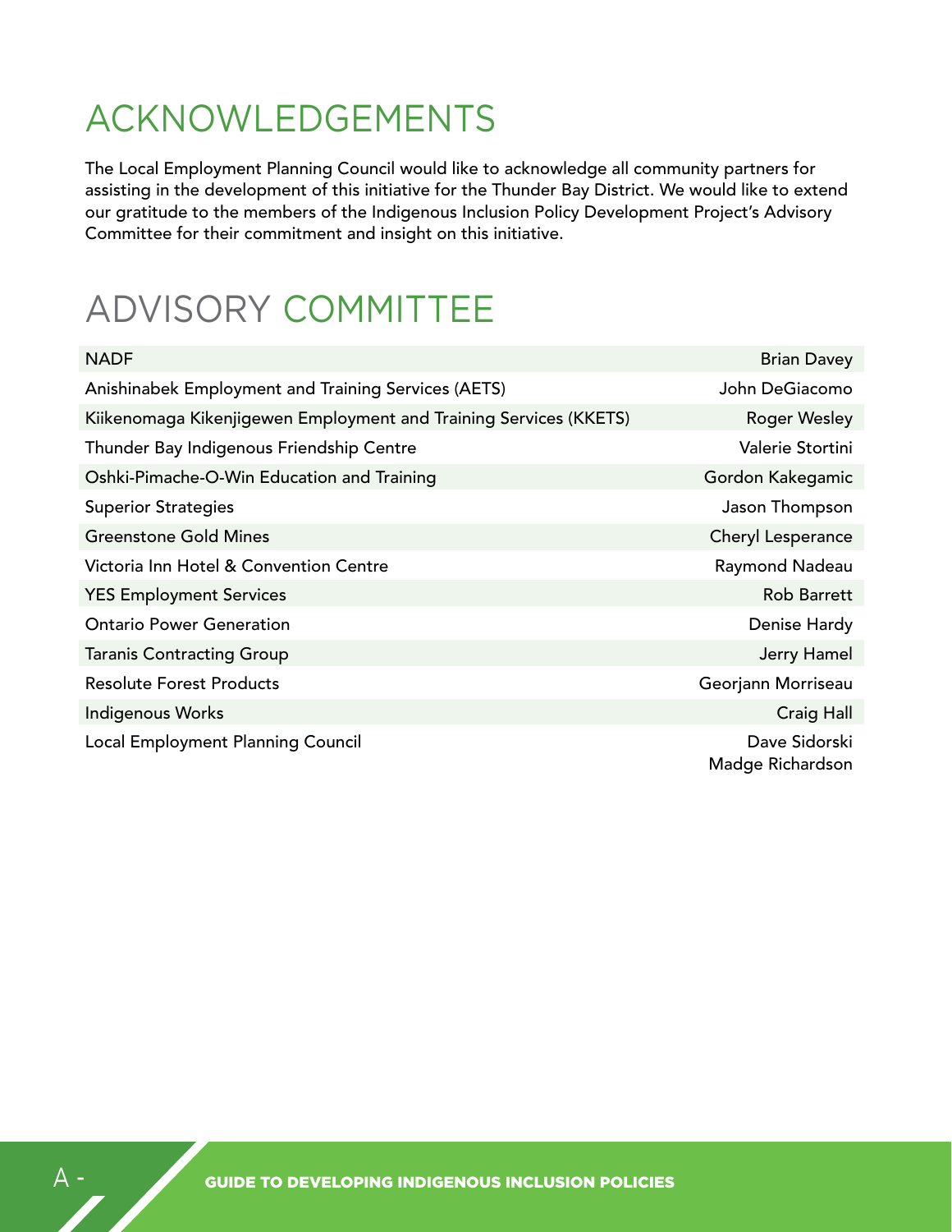# ACKNOWLEDGEMENTS

The Local Employment Planning Council would like to acknowledge all community partners for assisting in the development of this initiative for the Thunder Bay District. We would like to extend our gratitude to the members of the Indigenous Inclusion Policy Development Project's Advisory Committee for their commitment and insight on this initiative.

# ADVISORY COMMITTEE

| Organization | Member |
|---|---|
| NADF | Brian Davey |
| Anishinabek Employment and Training Services (AETS) | John DeGiacomo |
| Kiikenomaga Kikenjigewen Employment and Training Services (KKETS) | Roger Wesley |
| Thunder Bay Indigenous Friendship Centre | Valerie Stortini |
| Oshki-Pimache-O-Win Education and Training | Gordon Kakegamic |
| Superior Strategies | Jason Thompson |
| Greenstone Gold Mines | Cheryl Lesperance |
| Victoria Inn Hotel & Convention Centre | Raymond Nadeau |
| YES Employment Services | Rob Barrett |
| Ontario Power Generation | Denise Hardy |
| Taranis Contracting Group | Jerry Hamel |
| Resolute Forest Products | Georjann Morriseau |
| Indigenous Works | Craig Hall |
| Local Employment Planning Council | Dave Sidorski<br>Madge Richardson |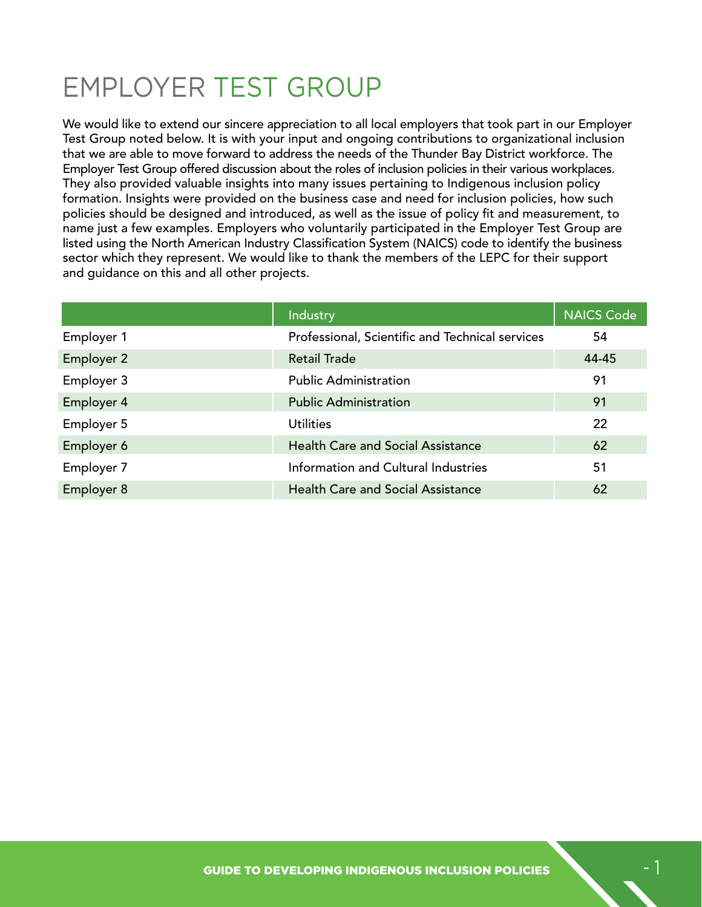# EMPLOYER TEST GROUP

We would like to extend our sincere appreciation to all local employers that took part in our Employer Test Group noted below. It is with your input and ongoing contributions to organizational inclusion that we are able to move forward to address the needs of the Thunder Bay District workforce. The Employer Test Group offered discussion about the roles of inclusion policies in their various workplaces. They also provided valuable insights into many issues pertaining to Indigenous inclusion policy formation. Insights were provided on the business case and need for inclusion policies, how such policies should be designed and introduced, as well as the issue of policy fit and measurement, to name just a few examples. Employers who voluntarily participated in the Employer Test Group are listed using the North American Industry Classification System (NAICS) code to identify the business sector which they represent. We would like to thank the members of the LEPC for their support and guidance on this and all other projects.

| | Industry | NAICS Code |
|---|---|---|
| Employer 1 | Professional, Scientific and Technical services | 54 |
| Employer 2 | Retail Trade | 44-45 |
| Employer 3 | Public Administration | 91 |
| Employer 4 | Public Administration | 91 |
| Employer 5 | Utilities | 22 |
| Employer 6 | Health Care and Social Assistance | 62 |
| Employer 7 | Information and Cultural Industries | 51 |
| Employer 8 | Health Care and Social Assistance | 62 |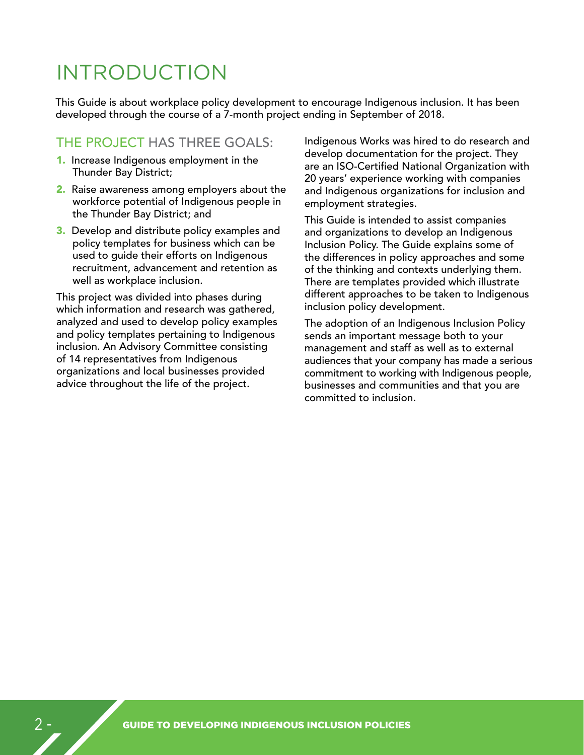# INTRODUCTION

This Guide is about workplace policy development to encourage Indigenous inclusion. It has been developed through the course of a 7-month project ending in September of 2018.

## THE PROJECT HAS THREE GOALS:

1. Increase Indigenous employment in the Thunder Bay District;
2. Raise awareness among employers about the workforce potential of Indigenous people in the Thunder Bay District; and
3. Develop and distribute policy examples and policy templates for business which can be used to guide their efforts on Indigenous recruitment, advancement and retention as well as workplace inclusion.

This project was divided into phases during which information and research was gathered, analyzed and used to develop policy examples and policy templates pertaining to Indigenous inclusion. An Advisory Committee consisting of 14 representatives from Indigenous organizations and local businesses provided advice throughout the life of the project.

Indigenous Works was hired to do research and develop documentation for the project. They are an ISO-Certified National Organization with 20 years' experience working with companies and Indigenous organizations for inclusion and employment strategies.

This Guide is intended to assist companies and organizations to develop an Indigenous Inclusion Policy. The Guide explains some of the differences in policy approaches and some of the thinking and contexts underlying them. There are templates provided which illustrate different approaches to be taken to Indigenous inclusion policy development.

The adoption of an Indigenous Inclusion Policy sends an important message both to your management and staff as well as to external audiences that your company has made a serious commitment to working with Indigenous people, businesses and communities and that you are committed to inclusion.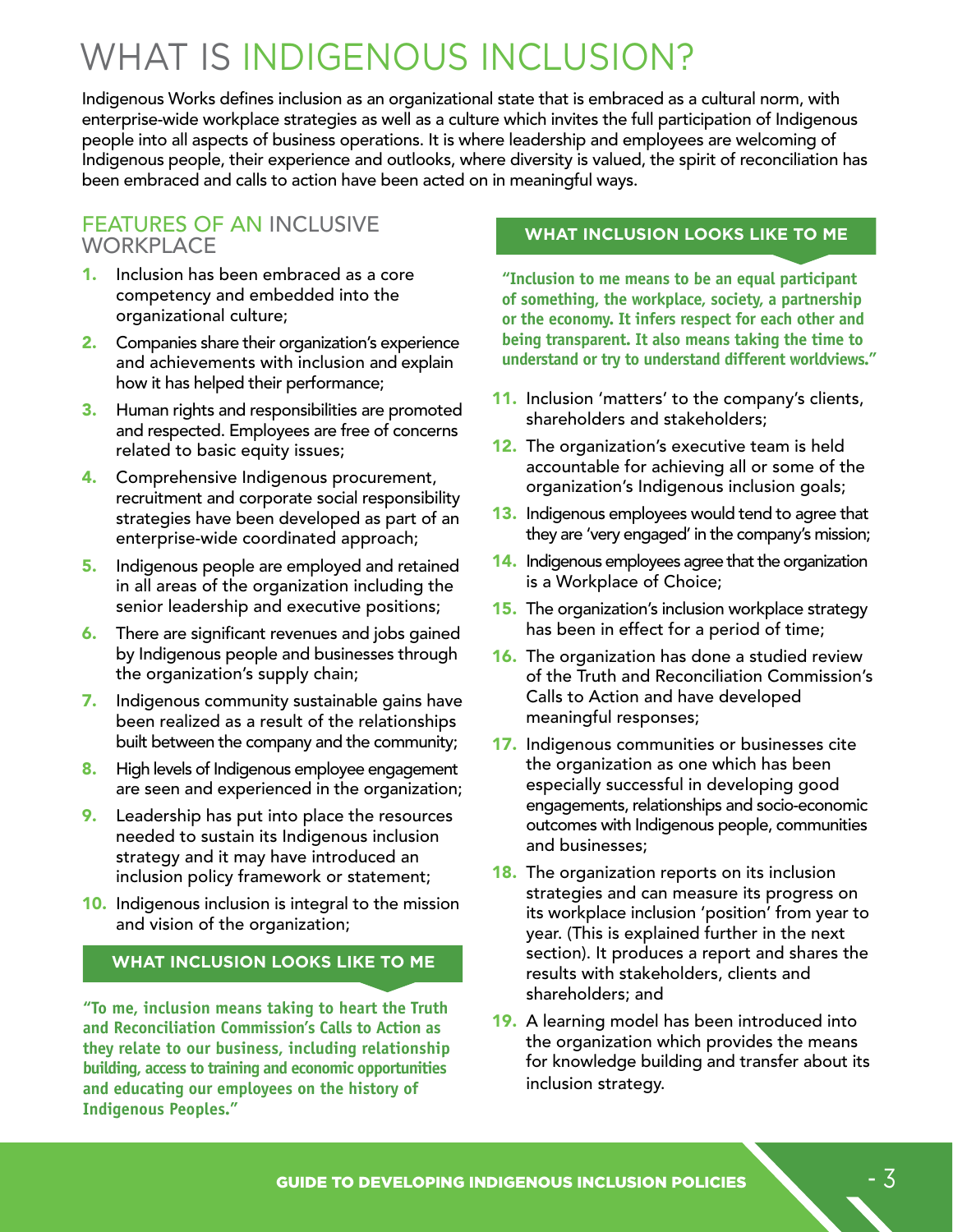# WHAT IS INDIGENOUS INCLUSION?

Indigenous Works defines inclusion as an organizational state that is embraced as a cultural norm, with enterprise-wide workplace strategies as well as a culture which invites the full participation of Indigenous people into all aspects of business operations. It is where leadership and employees are welcoming of Indigenous people, their experience and outlooks, where diversity is valued, the spirit of reconciliation has been embraced and calls to action have been acted on in meaningful ways.

## FEATURES OF AN INCLUSIVE WORKPLACE

1. Inclusion has been embraced as a core competency and embedded into the organizational culture;
2. Companies share their organization's experience and achievements with inclusion and explain how it has helped their performance;
3. Human rights and responsibilities are promoted and respected. Employees are free of concerns related to basic equity issues;
4. Comprehensive Indigenous procurement, recruitment and corporate social responsibility strategies have been developed as part of an enterprise-wide coordinated approach;
5. Indigenous people are employed and retained in all areas of the organization including the senior leadership and executive positions;
6. There are significant revenues and jobs gained by Indigenous people and businesses through the organization's supply chain;
7. Indigenous community sustainable gains have been realized as a result of the relationships built between the company and the community;
8. High levels of Indigenous employee engagement are seen and experienced in the organization;
9. Leadership has put into place the resources needed to sustain its Indigenous inclusion strategy and it may have introduced an inclusion policy framework or statement;
10. Indigenous inclusion is integral to the mission and vision of the organization;

### WHAT INCLUSION LOOKS LIKE TO ME

**"To me, inclusion means taking to heart the Truth and Reconciliation Commission's Calls to Action as they relate to our business, including relationship building, access to training and economic opportunities and educating our employees on the history of Indigenous Peoples."**

### WHAT INCLUSION LOOKS LIKE TO ME

**"Inclusion to me means to be an equal participant of something, the workplace, society, a partnership or the economy. It infers respect for each other and being transparent. It also means taking the time to understand or try to understand different worldviews."**

11. Inclusion 'matters' to the company's clients, shareholders and stakeholders;
12. The organization's executive team is held accountable for achieving all or some of the organization's Indigenous inclusion goals;
13. Indigenous employees would tend to agree that they are 'very engaged' in the company's mission;
14. Indigenous employees agree that the organization is a Workplace of Choice;
15. The organization's inclusion workplace strategy has been in effect for a period of time;
16. The organization has done a studied review of the Truth and Reconciliation Commission's Calls to Action and have developed meaningful responses;
17. Indigenous communities or businesses cite the organization as one which has been especially successful in developing good engagements, relationships and socio-economic outcomes with Indigenous people, communities and businesses;
18. The organization reports on its inclusion strategies and can measure its progress on its workplace inclusion 'position' from year to year. (This is explained further in the next section). It produces a report and shares the results with stakeholders, clients and shareholders; and
19. A learning model has been introduced into the organization which provides the means for knowledge building and transfer about its inclusion strategy.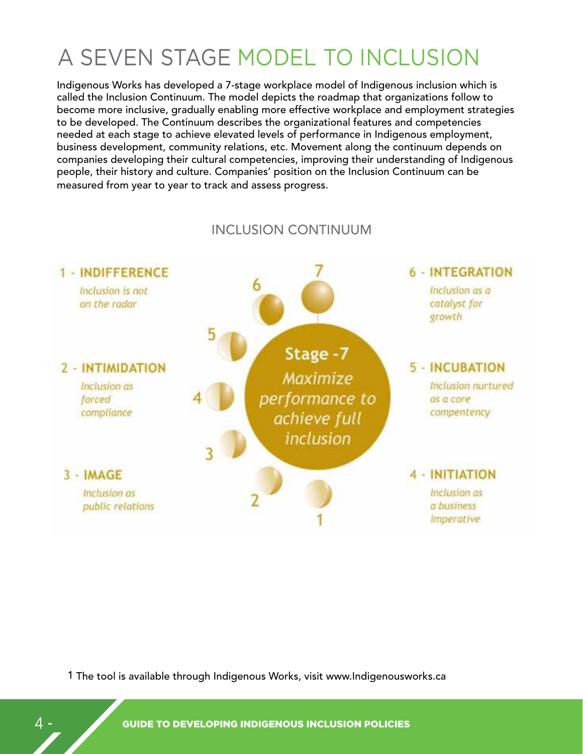# A SEVEN STAGE MODEL TO INCLUSION

Indigenous Works has developed a 7-stage workplace model of Indigenous inclusion which is called the Inclusion Continuum. The model depicts the roadmap that organizations follow to become more inclusive, gradually enabling more effective workplace and employment strategies to be developed. The Continuum describes the organizational features and competencies needed at each stage to achieve elevated levels of performance in Indigenous employment, business development, community relations, etc. Movement along the continuum depends on companies developing their cultural competencies, improving their understanding of Indigenous people, their history and culture. Companies' position on the Inclusion Continuum can be measured from year to year to track and assess progress.

## INCLUSION CONTINUUM

**1 - INDIFFERENCE**
*Inclusion is not on the radar*

**2 - INTIMIDATION**
*Inclusion as forced compliance*

**3 - IMAGE**
*Inclusion as public relations*

**4 - INITIATION**
*Inclusion as a business imperative*

**5 - INCUBATION**
*Inclusion nurtured as a core compentency*

**6 - INTEGRATION**
*Inclusion as a catalyst for growth*

**Stage -7**
*Maximize performance to achieve full inclusion*

1 The tool is available through Indigenous Works, visit www.Indigenousworks.ca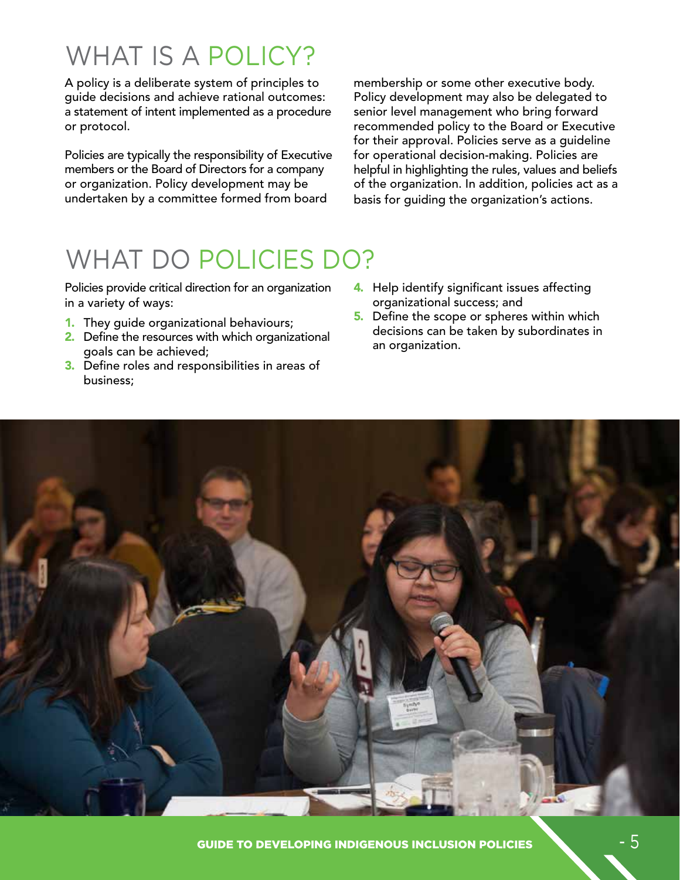# WHAT IS A POLICY?

A policy is a deliberate system of principles to guide decisions and achieve rational outcomes: a statement of intent implemented as a procedure or protocol.

Policies are typically the responsibility of Executive members or the Board of Directors for a company or organization. Policy development may be undertaken by a committee formed from board membership or some other executive body. Policy development may also be delegated to senior level management who bring forward recommended policy to the Board or Executive for their approval. Policies serve as a guideline for operational decision-making. Policies are helpful in highlighting the rules, values and beliefs of the organization. In addition, policies act as a basis for guiding the organization's actions.

# WHAT DO POLICIES DO?

Policies provide critical direction for an organization in a variety of ways:

1. They guide organizational behaviours;
2. Define the resources with which organizational goals can be achieved;
3. Define roles and responsibilities in areas of business;
4. Help identify significant issues affecting organizational success; and
5. Define the scope or spheres within which decisions can be taken by subordinates in an organization.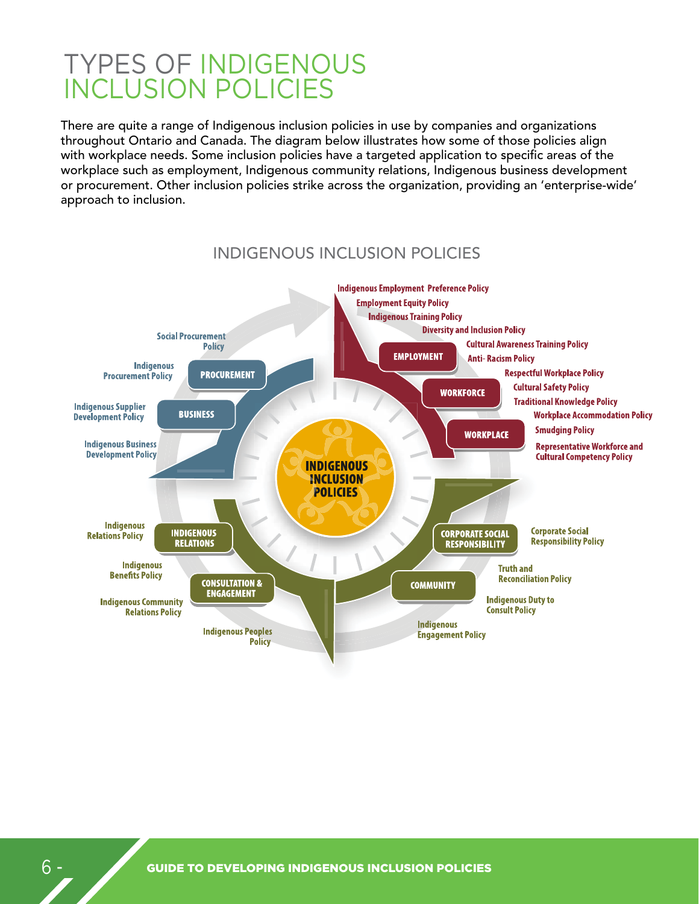# TYPES OF INDIGENOUS INCLUSION POLICIES

There are quite a range of Indigenous inclusion policies in use by companies and organizations throughout Ontario and Canada. The diagram below illustrates how some of those policies align with workplace needs. Some inclusion policies have a targeted application to specific areas of the workplace such as employment, Indigenous community relations, Indigenous business development or procurement. Other inclusion policies strike across the organization, providing an 'enterprise-wide' approach to inclusion.

## INDIGENOUS INCLUSION POLICIES

**INDIGENOUS INCLUSION POLICIES**

**EMPLOYMENT / WORKFORCE / WORKPLACE**

- Indigenous Employment Preference Policy
- Employment Equity Policy
- Indigenous Training Policy
- Diversity and Inclusion Policy
- Cultural Awareness Training Policy
- Anti- Racism Policy
- Respectful Workplace Policy
- Cultural Safety Policy
- Traditional Knowledge Policy
- Workplace Accommodation Policy
- Smudging Policy
- Representative Workforce and Cultural Competency Policy

**CORPORATE SOCIAL RESPONSIBILITY / COMMUNITY**

- Corporate Social Responsibility Policy
- Truth and Reconciliation Policy
- Indigenous Duty to Consult Policy
- Indigenous Engagement Policy

**INDIGENOUS RELATIONS / CONSULTATION & ENGAGEMENT**

- Indigenous Peoples Policy
- Indigenous Community Relations Policy
- Indigenous Benefits Policy
- Indigenous Relations Policy

**PROCUREMENT / BUSINESS**

- Indigenous Business Development Policy
- Indigenous Supplier Development Policy
- Indigenous Procurement Policy
- Social Procurement Policy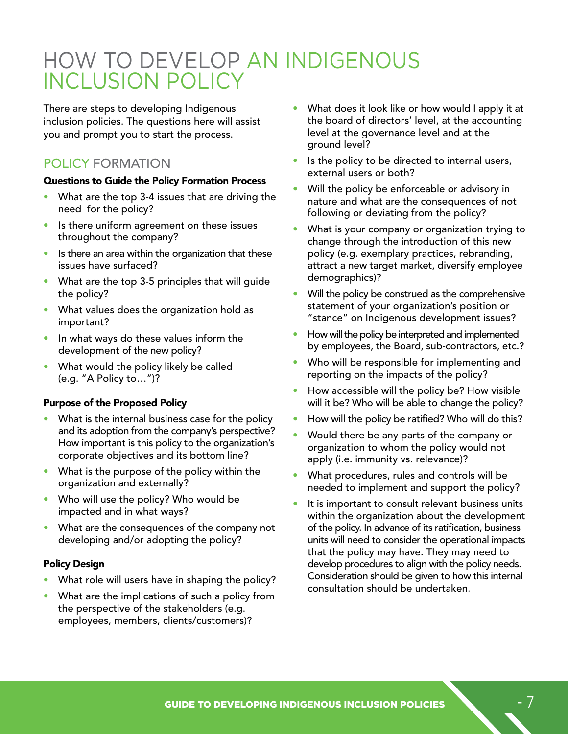# HOW TO DEVELOP AN INDIGENOUS INCLUSION POLICY

There are steps to developing Indigenous inclusion policies. The questions here will assist you and prompt you to start the process.

## POLICY FORMATION

**Questions to Guide the Policy Formation Process**

- What are the top 3-4 issues that are driving the need for the policy?
- Is there uniform agreement on these issues throughout the company?
- Is there an area within the organization that these issues have surfaced?
- What are the top 3-5 principles that will guide the policy?
- What values does the organization hold as important?
- In what ways do these values inform the development of the new policy?
- What would the policy likely be called (e.g. "A Policy to…")?

**Purpose of the Proposed Policy**

- What is the internal business case for the policy and its adoption from the company's perspective? How important is this policy to the organization's corporate objectives and its bottom line?
- What is the purpose of the policy within the organization and externally?
- Who will use the policy? Who would be impacted and in what ways?
- What are the consequences of the company not developing and/or adopting the policy?

**Policy Design**

- What role will users have in shaping the policy?
- What are the implications of such a policy from the perspective of the stakeholders (e.g. employees, members, clients/customers)?
- What does it look like or how would I apply it at the board of directors' level, at the accounting level at the governance level and at the ground level?
- Is the policy to be directed to internal users, external users or both?
- Will the policy be enforceable or advisory in nature and what are the consequences of not following or deviating from the policy?
- What is your company or organization trying to change through the introduction of this new policy (e.g. exemplary practices, rebranding, attract a new target market, diversify employee demographics)?
- Will the policy be construed as the comprehensive statement of your organization's position or "stance" on Indigenous development issues?
- How will the policy be interpreted and implemented by employees, the Board, sub-contractors, etc.?
- Who will be responsible for implementing and reporting on the impacts of the policy?
- How accessible will the policy be? How visible will it be? Who will be able to change the policy?
- How will the policy be ratified? Who will do this?
- Would there be any parts of the company or organization to whom the policy would not apply (i.e. immunity vs. relevance)?
- What procedures, rules and controls will be needed to implement and support the policy?
- It is important to consult relevant business units within the organization about the development of the policy. In advance of its ratification, business units will need to consider the operational impacts that the policy may have. They may need to develop procedures to align with the policy needs. Consideration should be given to how this internal consultation should be undertaken.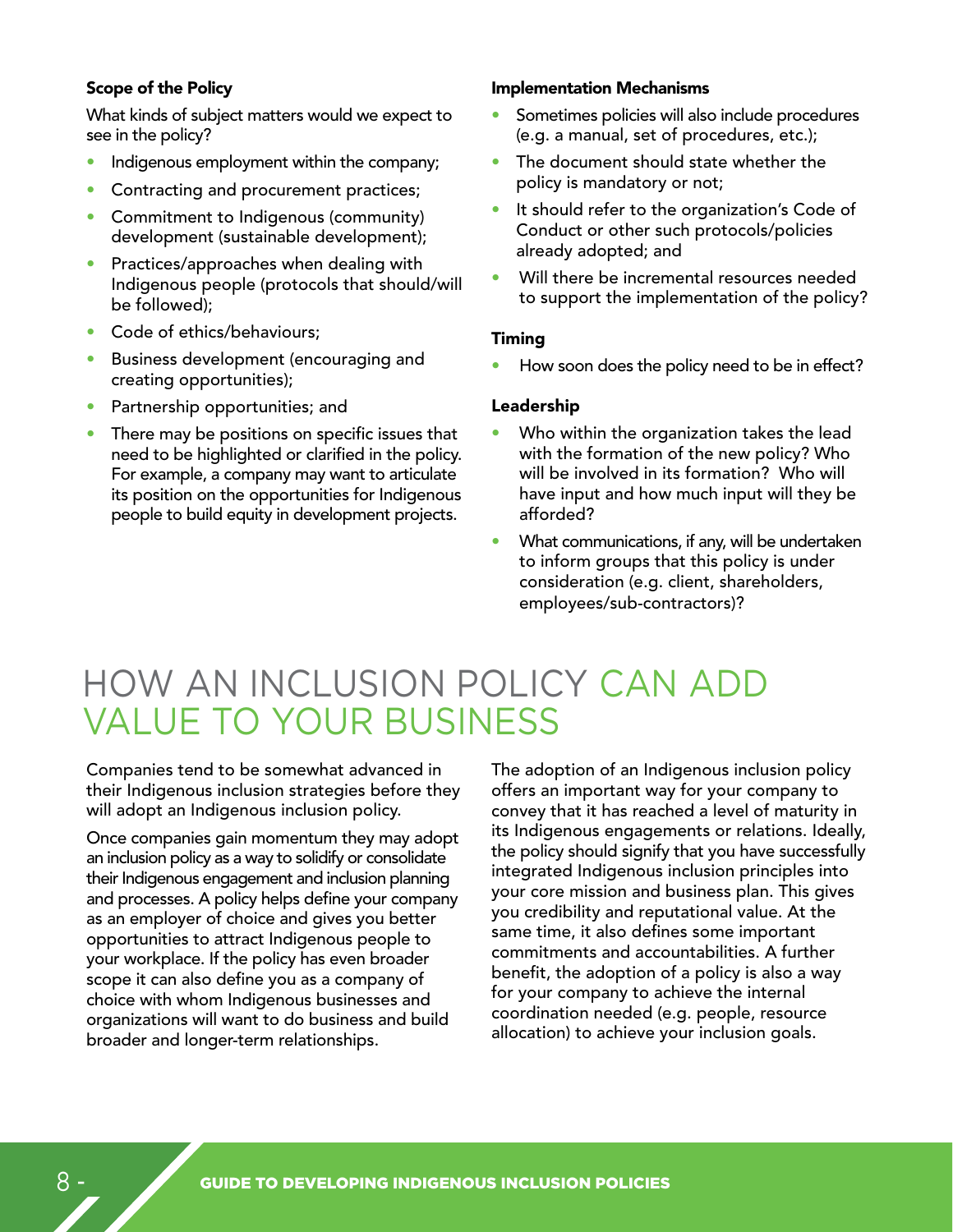### Scope of the Policy

What kinds of subject matters would we expect to see in the policy?

- Indigenous employment within the company;
- Contracting and procurement practices;
- Commitment to Indigenous (community) development (sustainable development);
- Practices/approaches when dealing with Indigenous people (protocols that should/will be followed);
- Code of ethics/behaviours;
- Business development (encouraging and creating opportunities);
- Partnership opportunities; and
- There may be positions on specific issues that need to be highlighted or clarified in the policy. For example, a company may want to articulate its position on the opportunities for Indigenous people to build equity in development projects.

### Implementation Mechanisms

- Sometimes policies will also include procedures (e.g. a manual, set of procedures, etc.);
- The document should state whether the policy is mandatory or not;
- It should refer to the organization's Code of Conduct or other such protocols/policies already adopted; and
- Will there be incremental resources needed to support the implementation of the policy?

### Timing

- How soon does the policy need to be in effect?

### Leadership

- Who within the organization takes the lead with the formation of the new policy? Who will be involved in its formation? Who will have input and how much input will they be afforded?
- What communications, if any, will be undertaken to inform groups that this policy is under consideration (e.g. client, shareholders, employees/sub-contractors)?

# HOW AN INCLUSION POLICY CAN ADD VALUE TO YOUR BUSINESS

Companies tend to be somewhat advanced in their Indigenous inclusion strategies before they will adopt an Indigenous inclusion policy.

Once companies gain momentum they may adopt an inclusion policy as a way to solidify or consolidate their Indigenous engagement and inclusion planning and processes. A policy helps define your company as an employer of choice and gives you better opportunities to attract Indigenous people to your workplace. If the policy has even broader scope it can also define you as a company of choice with whom Indigenous businesses and organizations will want to do business and build broader and longer-term relationships.

The adoption of an Indigenous inclusion policy offers an important way for your company to convey that it has reached a level of maturity in its Indigenous engagements or relations. Ideally, the policy should signify that you have successfully integrated Indigenous inclusion principles into your core mission and business plan. This gives you credibility and reputational value. At the same time, it also defines some important commitments and accountabilities. A further benefit, the adoption of a policy is also a way for your company to achieve the internal coordination needed (e.g. people, resource allocation) to achieve your inclusion goals.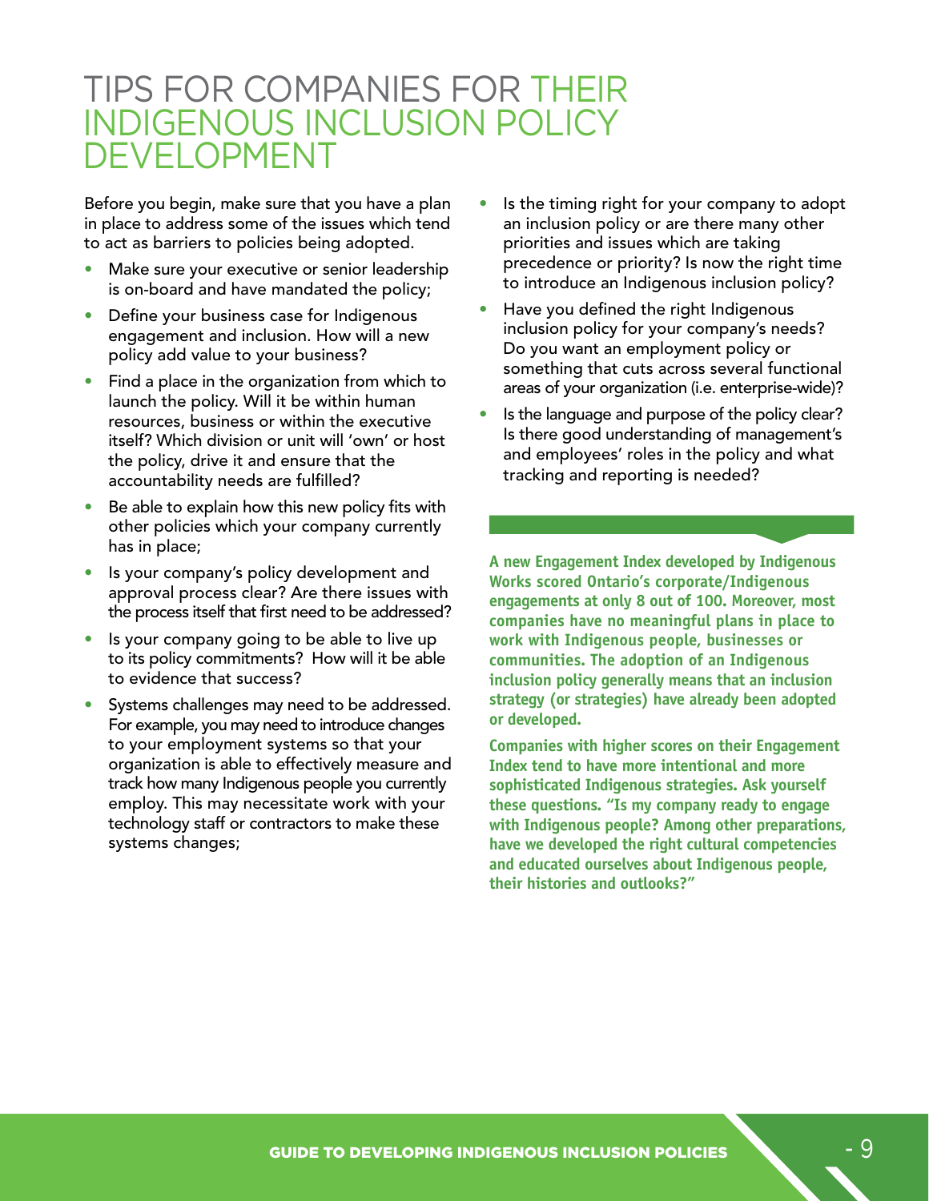# TIPS FOR COMPANIES FOR THEIR INDIGENOUS INCLUSION POLICY DEVELOPMENT

Before you begin, make sure that you have a plan in place to address some of the issues which tend to act as barriers to policies being adopted.

- Make sure your executive or senior leadership is on-board and have mandated the policy;
- Define your business case for Indigenous engagement and inclusion. How will a new policy add value to your business?
- Find a place in the organization from which to launch the policy. Will it be within human resources, business or within the executive itself? Which division or unit will 'own' or host the policy, drive it and ensure that the accountability needs are fulfilled?
- Be able to explain how this new policy fits with other policies which your company currently has in place;
- Is your company's policy development and approval process clear? Are there issues with the process itself that first need to be addressed?
- Is your company going to be able to live up to its policy commitments? How will it be able to evidence that success?
- Systems challenges may need to be addressed. For example, you may need to introduce changes to your employment systems so that your organization is able to effectively measure and track how many Indigenous people you currently employ. This may necessitate work with your technology staff or contractors to make these systems changes;
- Is the timing right for your company to adopt an inclusion policy or are there many other priorities and issues which are taking precedence or priority? Is now the right time to introduce an Indigenous inclusion policy?
- Have you defined the right Indigenous inclusion policy for your company's needs? Do you want an employment policy or something that cuts across several functional areas of your organization (i.e. enterprise-wide)?
- Is the language and purpose of the policy clear? Is there good understanding of management's and employees' roles in the policy and what tracking and reporting is needed?

**A new Engagement Index developed by Indigenous Works scored Ontario's corporate/Indigenous engagements at only 8 out of 100. Moreover, most companies have no meaningful plans in place to work with Indigenous people, businesses or communities. The adoption of an Indigenous inclusion policy generally means that an inclusion strategy (or strategies) have already been adopted or developed.**

**Companies with higher scores on their Engagement Index tend to have more intentional and more sophisticated Indigenous strategies. Ask yourself these questions. "Is my company ready to engage with Indigenous people? Among other preparations, have we developed the right cultural competencies and educated ourselves about Indigenous people, their histories and outlooks?"**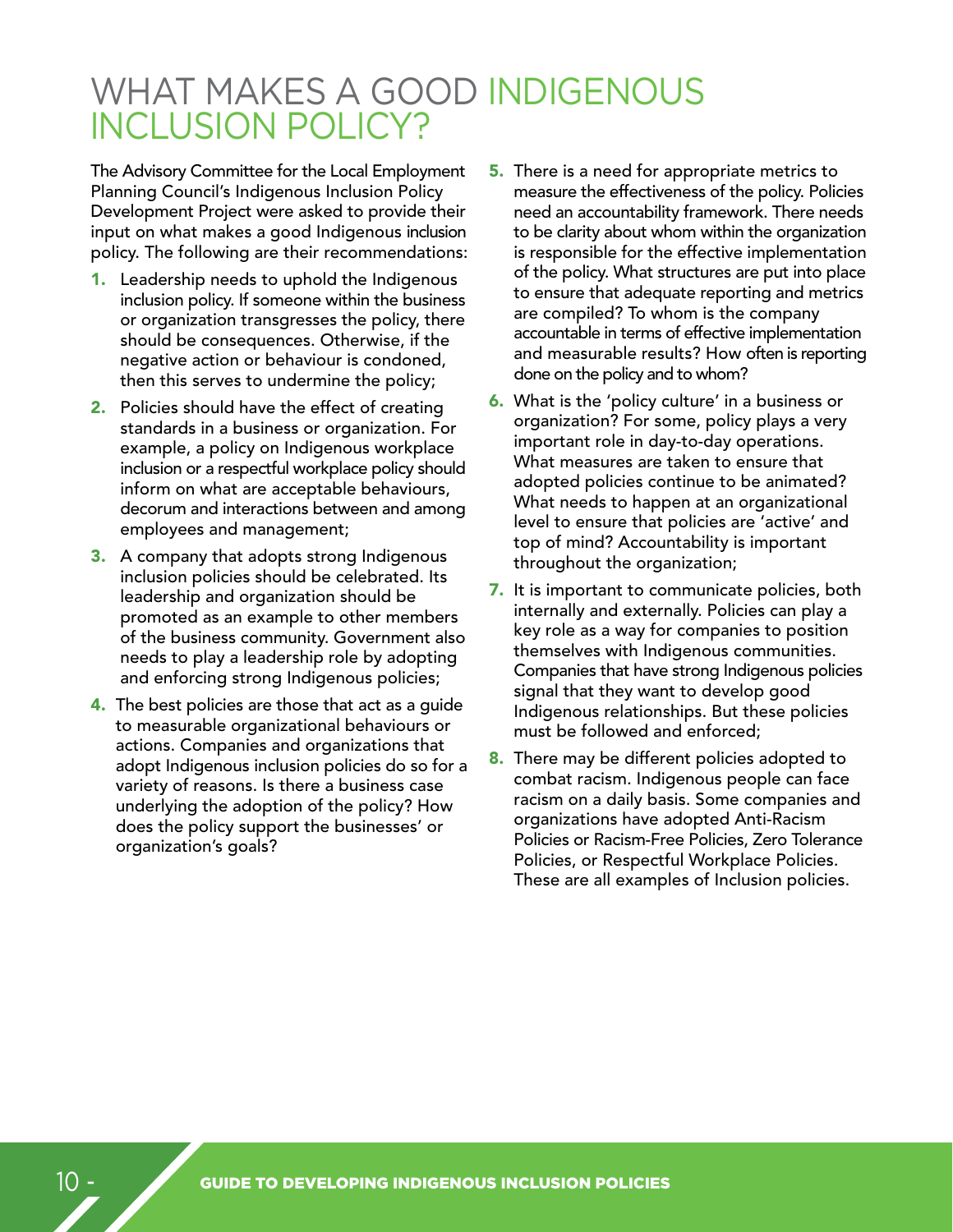# WHAT MAKES A GOOD INDIGENOUS INCLUSION POLICY?

The Advisory Committee for the Local Employment Planning Council's Indigenous Inclusion Policy Development Project were asked to provide their input on what makes a good Indigenous inclusion policy. The following are their recommendations:

1. Leadership needs to uphold the Indigenous inclusion policy. If someone within the business or organization transgresses the policy, there should be consequences. Otherwise, if the negative action or behaviour is condoned, then this serves to undermine the policy;
2. Policies should have the effect of creating standards in a business or organization. For example, a policy on Indigenous workplace inclusion or a respectful workplace policy should inform on what are acceptable behaviours, decorum and interactions between and among employees and management;
3. A company that adopts strong Indigenous inclusion policies should be celebrated. Its leadership and organization should be promoted as an example to other members of the business community. Government also needs to play a leadership role by adopting and enforcing strong Indigenous policies;
4. The best policies are those that act as a guide to measurable organizational behaviours or actions. Companies and organizations that adopt Indigenous inclusion policies do so for a variety of reasons. Is there a business case underlying the adoption of the policy? How does the policy support the businesses' or organization's goals?
5. There is a need for appropriate metrics to measure the effectiveness of the policy. Policies need an accountability framework. There needs to be clarity about whom within the organization is responsible for the effective implementation of the policy. What structures are put into place to ensure that adequate reporting and metrics are compiled? To whom is the company accountable in terms of effective implementation and measurable results? How often is reporting done on the policy and to whom?
6. What is the 'policy culture' in a business or organization? For some, policy plays a very important role in day-to-day operations. What measures are taken to ensure that adopted policies continue to be animated? What needs to happen at an organizational level to ensure that policies are 'active' and top of mind? Accountability is important throughout the organization;
7. It is important to communicate policies, both internally and externally. Policies can play a key role as a way for companies to position themselves with Indigenous communities. Companies that have strong Indigenous policies signal that they want to develop good Indigenous relationships. But these policies must be followed and enforced;
8. There may be different policies adopted to combat racism. Indigenous people can face racism on a daily basis. Some companies and organizations have adopted Anti-Racism Policies or Racism-Free Policies, Zero Tolerance Policies, or Respectful Workplace Policies. These are all examples of Inclusion policies.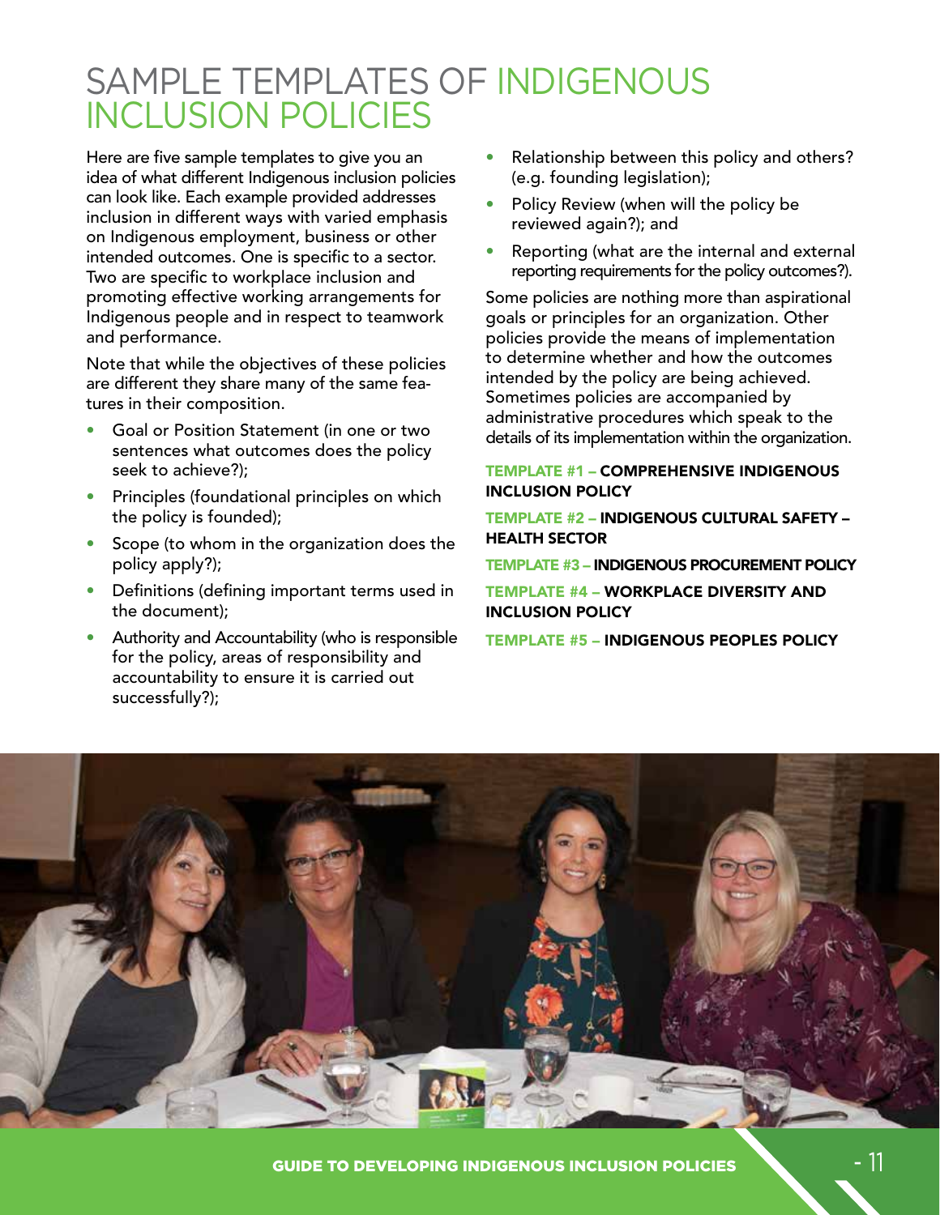# SAMPLE TEMPLATES OF INDIGENOUS INCLUSION POLICIES

Here are five sample templates to give you an idea of what different Indigenous inclusion policies can look like. Each example provided addresses inclusion in different ways with varied emphasis on Indigenous employment, business or other intended outcomes. One is specific to a sector. Two are specific to workplace inclusion and promoting effective working arrangements for Indigenous people and in respect to teamwork and performance.

Note that while the objectives of these policies are different they share many of the same features in their composition.

- Goal or Position Statement (in one or two sentences what outcomes does the policy seek to achieve?);
- Principles (foundational principles on which the policy is founded);
- Scope (to whom in the organization does the policy apply?);
- Definitions (defining important terms used in the document);
- Authority and Accountability (who is responsible for the policy, areas of responsibility and accountability to ensure it is carried out successfully?);
- Relationship between this policy and others? (e.g. founding legislation);
- Policy Review (when will the policy be reviewed again?); and
- Reporting (what are the internal and external reporting requirements for the policy outcomes?).

Some policies are nothing more than aspirational goals or principles for an organization. Other policies provide the means of implementation to determine whether and how the outcomes intended by the policy are being achieved. Sometimes policies are accompanied by administrative procedures which speak to the details of its implementation within the organization.

**TEMPLATE #1 – COMPREHENSIVE INDIGENOUS INCLUSION POLICY**

**TEMPLATE #2 – INDIGENOUS CULTURAL SAFETY – HEALTH SECTOR**

**TEMPLATE #3 – INDIGENOUS PROCUREMENT POLICY**

**TEMPLATE #4 – WORKPLACE DIVERSITY AND INCLUSION POLICY**

**TEMPLATE #5 – INDIGENOUS PEOPLES POLICY**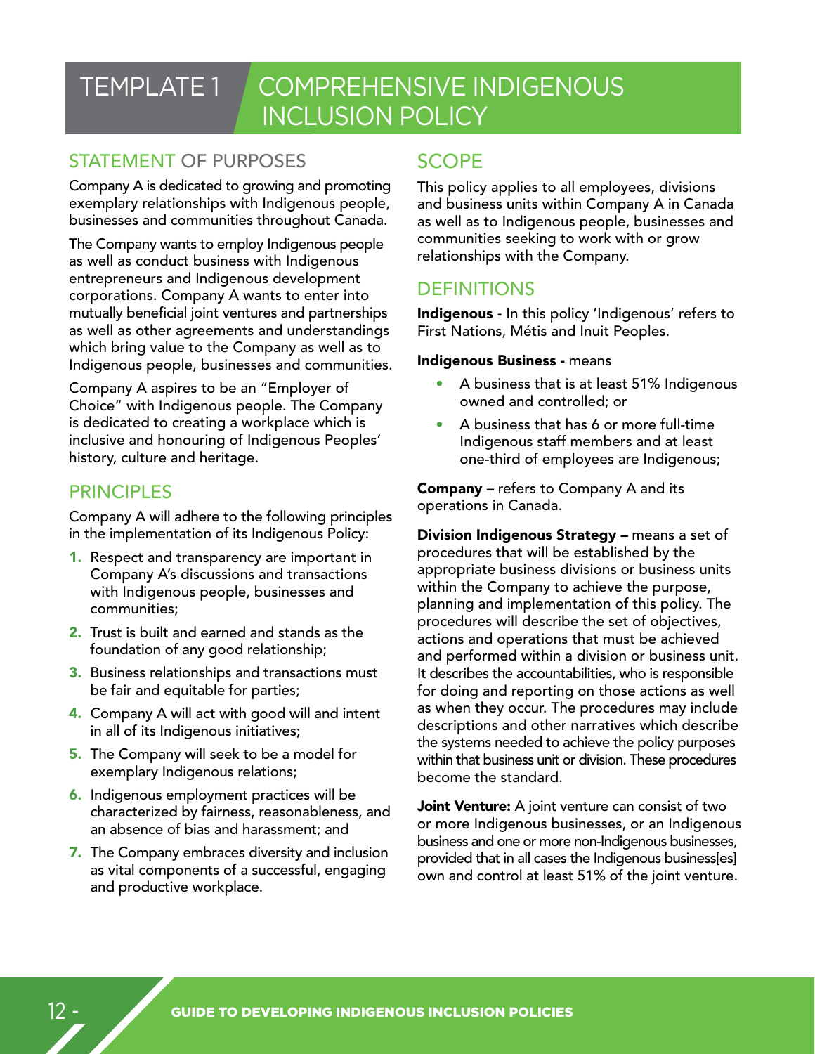# TEMPLATE 1 COMPREHENSIVE INDIGENOUS INCLUSION POLICY

## STATEMENT OF PURPOSES

Company A is dedicated to growing and promoting exemplary relationships with Indigenous people, businesses and communities throughout Canada.

The Company wants to employ Indigenous people as well as conduct business with Indigenous entrepreneurs and Indigenous development corporations. Company A wants to enter into mutually beneficial joint ventures and partnerships as well as other agreements and understandings which bring value to the Company as well as to Indigenous people, businesses and communities.

Company A aspires to be an "Employer of Choice" with Indigenous people. The Company is dedicated to creating a workplace which is inclusive and honouring of Indigenous Peoples' history, culture and heritage.

## PRINCIPLES

Company A will adhere to the following principles in the implementation of its Indigenous Policy:

1. Respect and transparency are important in Company A's discussions and transactions with Indigenous people, businesses and communities;
2. Trust is built and earned and stands as the foundation of any good relationship;
3. Business relationships and transactions must be fair and equitable for parties;
4. Company A will act with good will and intent in all of its Indigenous initiatives;
5. The Company will seek to be a model for exemplary Indigenous relations;
6. Indigenous employment practices will be characterized by fairness, reasonableness, and an absence of bias and harassment; and
7. The Company embraces diversity and inclusion as vital components of a successful, engaging and productive workplace.

## SCOPE

This policy applies to all employees, divisions and business units within Company A in Canada as well as to Indigenous people, businesses and communities seeking to work with or grow relationships with the Company.

## DEFINITIONS

**Indigenous -** In this policy 'Indigenous' refers to First Nations, Métis and Inuit Peoples.

**Indigenous Business -** means

- A business that is at least 51% Indigenous owned and controlled; or
- A business that has 6 or more full-time Indigenous staff members and at least one-third of employees are Indigenous;

**Company –** refers to Company A and its operations in Canada.

**Division Indigenous Strategy –** means a set of procedures that will be established by the appropriate business divisions or business units within the Company to achieve the purpose, planning and implementation of this policy. The procedures will describe the set of objectives, actions and operations that must be achieved and performed within a division or business unit. It describes the accountabilities, who is responsible for doing and reporting on those actions as well as when they occur. The procedures may include descriptions and other narratives which describe the systems needed to achieve the policy purposes within that business unit or division. These procedures become the standard.

**Joint Venture:** A joint venture can consist of two or more Indigenous businesses, or an Indigenous business and one or more non-Indigenous businesses, provided that in all cases the Indigenous business[es] own and control at least 51% of the joint venture.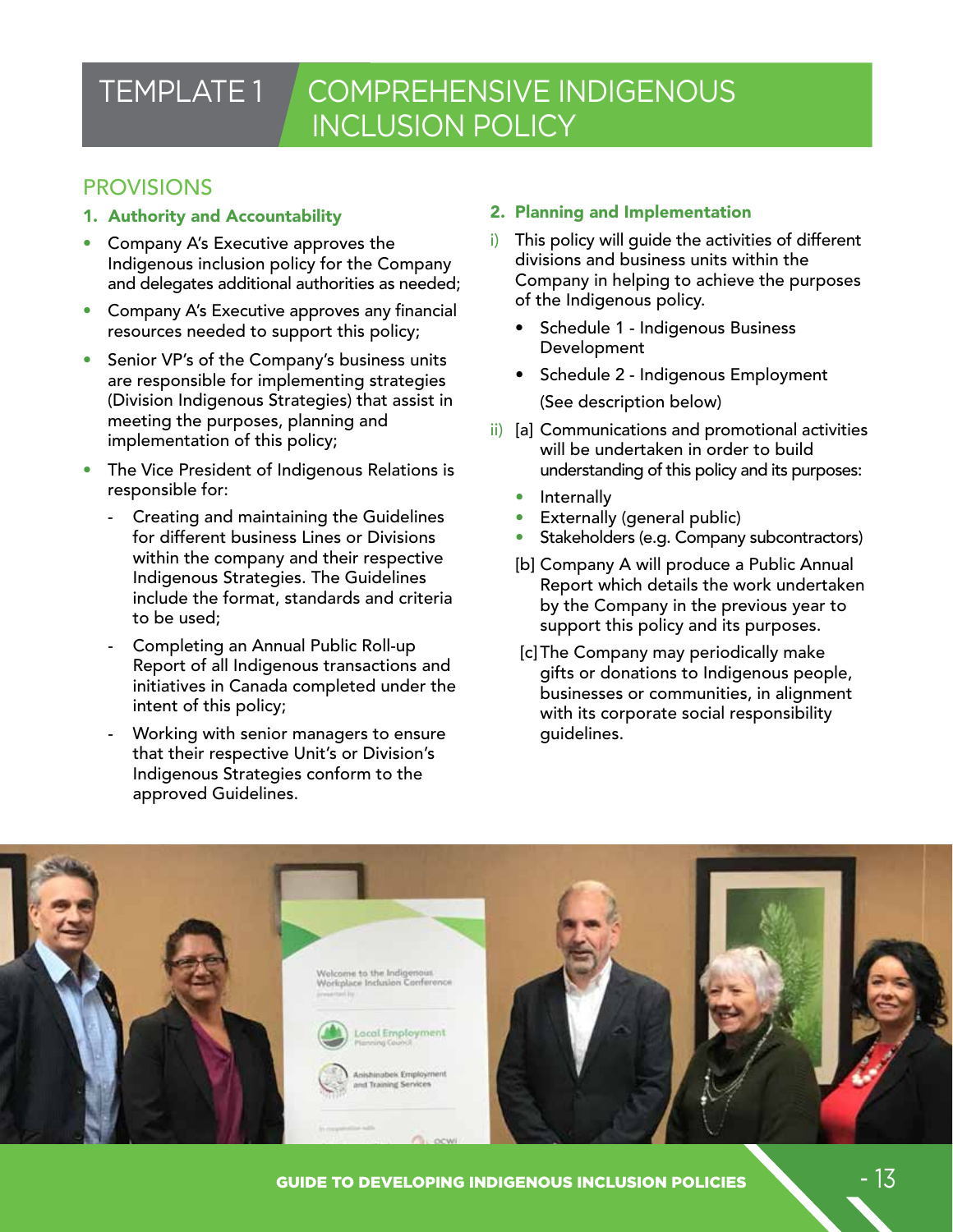# TEMPLATE 1 COMPREHENSIVE INDIGENOUS INCLUSION POLICY

## PROVISIONS

### 1. Authority and Accountability

- Company A's Executive approves the Indigenous inclusion policy for the Company and delegates additional authorities as needed;
- Company A's Executive approves any financial resources needed to support this policy;
- Senior VP's of the Company's business units are responsible for implementing strategies (Division Indigenous Strategies) that assist in meeting the purposes, planning and implementation of this policy;
- The Vice President of Indigenous Relations is responsible for:
  - Creating and maintaining the Guidelines for different business Lines or Divisions within the company and their respective Indigenous Strategies. The Guidelines include the format, standards and criteria to be used;
  - Completing an Annual Public Roll-up Report of all Indigenous transactions and initiatives in Canada completed under the intent of this policy;
  - Working with senior managers to ensure that their respective Unit's or Division's Indigenous Strategies conform to the approved Guidelines.

### 2. Planning and Implementation

i) This policy will guide the activities of different divisions and business units within the Company in helping to achieve the purposes of the Indigenous policy.

- Schedule 1 - Indigenous Business Development
- Schedule 2 - Indigenous Employment

(See description below)

ii) [a] Communications and promotional activities will be undertaken in order to build understanding of this policy and its purposes:

- Internally
- Externally (general public)
- Stakeholders (e.g. Company subcontractors)

[b] Company A will produce a Public Annual Report which details the work undertaken by the Company in the previous year to support this policy and its purposes.

[c] The Company may periodically make gifts or donations to Indigenous people, businesses or communities, in alignment with its corporate social responsibility guidelines.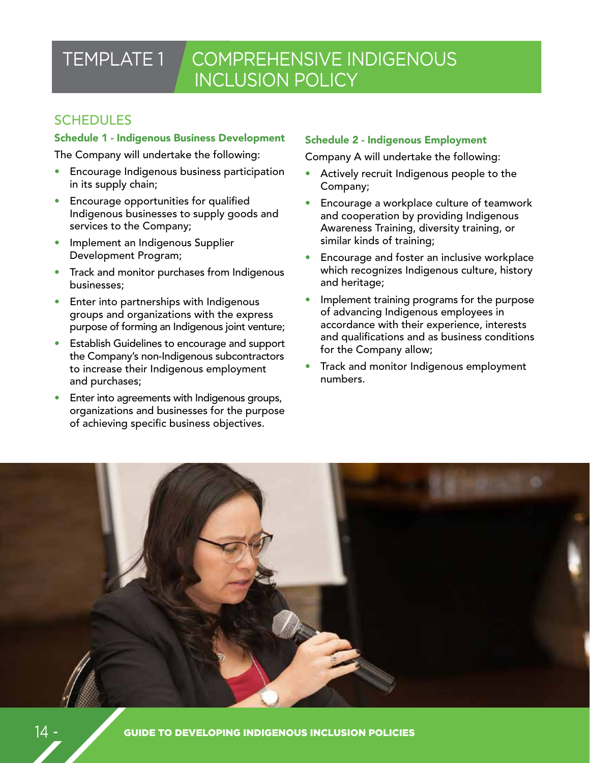# TEMPLATE 1 COMPREHENSIVE INDIGENOUS INCLUSION POLICY

## SCHEDULES

### Schedule 1 - Indigenous Business Development

The Company will undertake the following:

- Encourage Indigenous business participation in its supply chain;
- Encourage opportunities for qualified Indigenous businesses to supply goods and services to the Company;
- Implement an Indigenous Supplier Development Program;
- Track and monitor purchases from Indigenous businesses;
- Enter into partnerships with Indigenous groups and organizations with the express purpose of forming an Indigenous joint venture;
- Establish Guidelines to encourage and support the Company's non-Indigenous subcontractors to increase their Indigenous employment and purchases;
- Enter into agreements with Indigenous groups, organizations and businesses for the purpose of achieving specific business objectives.

### Schedule 2 - Indigenous Employment

Company A will undertake the following:

- Actively recruit Indigenous people to the Company;
- Encourage a workplace culture of teamwork and cooperation by providing Indigenous Awareness Training, diversity training, or similar kinds of training;
- Encourage and foster an inclusive workplace which recognizes Indigenous culture, history and heritage;
- Implement training programs for the purpose of advancing Indigenous employees in accordance with their experience, interests and qualifications and as business conditions for the Company allow;
- Track and monitor Indigenous employment numbers.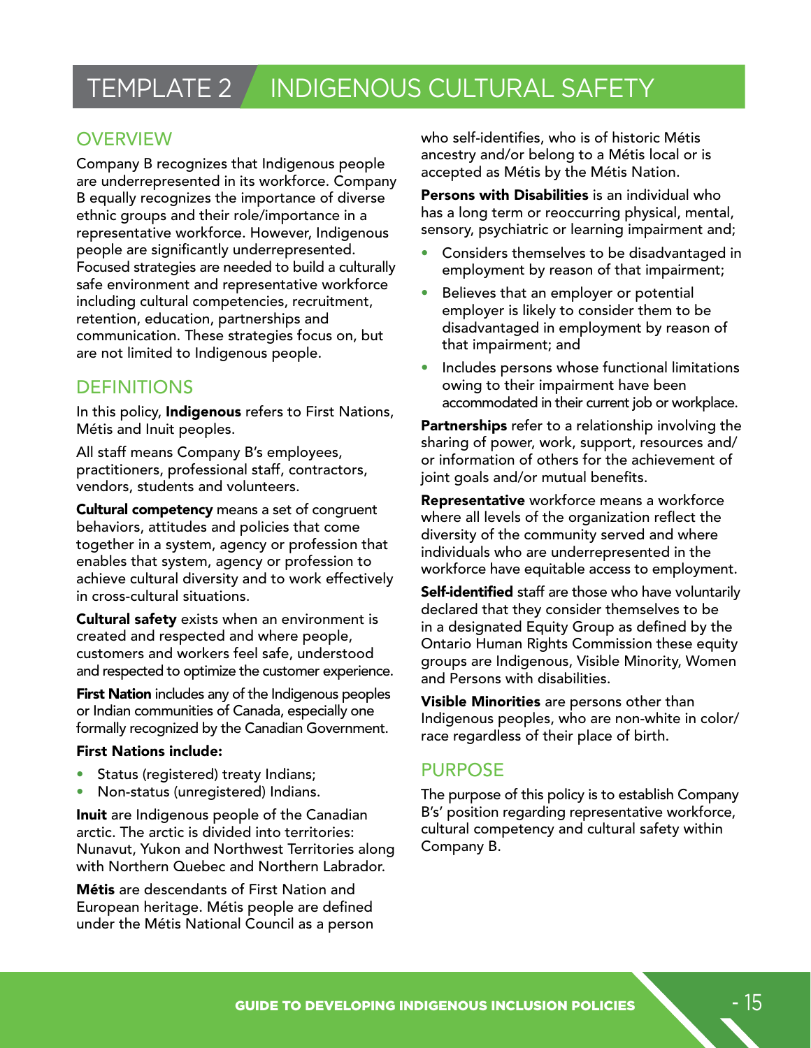# TEMPLATE 2 INDIGENOUS CULTURAL SAFETY

## OVERVIEW

Company B recognizes that Indigenous people are underrepresented in its workforce. Company B equally recognizes the importance of diverse ethnic groups and their role/importance in a representative workforce. However, Indigenous people are significantly underrepresented. Focused strategies are needed to build a culturally safe environment and representative workforce including cultural competencies, recruitment, retention, education, partnerships and communication. These strategies focus on, but are not limited to Indigenous people.

## DEFINITIONS

In this policy, **Indigenous** refers to First Nations, Métis and Inuit peoples.

All staff means Company B's employees, practitioners, professional staff, contractors, vendors, students and volunteers.

**Cultural competency** means a set of congruent behaviors, attitudes and policies that come together in a system, agency or profession that enables that system, agency or profession to achieve cultural diversity and to work effectively in cross-cultural situations.

**Cultural safety** exists when an environment is created and respected and where people, customers and workers feel safe, understood and respected to optimize the customer experience.

**First Nation** includes any of the Indigenous peoples or Indian communities of Canada, especially one formally recognized by the Canadian Government.

**First Nations include:**

- Status (registered) treaty Indians;
- Non-status (unregistered) Indians.

**Inuit** are Indigenous people of the Canadian arctic. The arctic is divided into territories: Nunavut, Yukon and Northwest Territories along with Northern Quebec and Northern Labrador.

**Métis** are descendants of First Nation and European heritage. Métis people are defined under the Métis National Council as a person who self-identifies, who is of historic Métis ancestry and/or belong to a Métis local or is accepted as Métis by the Métis Nation.

**Persons with Disabilities** is an individual who has a long term or reoccurring physical, mental, sensory, psychiatric or learning impairment and;

- Considers themselves to be disadvantaged in employment by reason of that impairment;
- Believes that an employer or potential employer is likely to consider them to be disadvantaged in employment by reason of that impairment; and
- Includes persons whose functional limitations owing to their impairment have been accommodated in their current job or workplace.

**Partnerships** refer to a relationship involving the sharing of power, work, support, resources and/or information of others for the achievement of joint goals and/or mutual benefits.

**Representative** workforce means a workforce where all levels of the organization reflect the diversity of the community served and where individuals who are underrepresented in the workforce have equitable access to employment.

**Self-identified** staff are those who have voluntarily declared that they consider themselves to be in a designated Equity Group as defined by the Ontario Human Rights Commission these equity groups are Indigenous, Visible Minority, Women and Persons with disabilities.

**Visible Minorities** are persons other than Indigenous peoples, who are non-white in color/race regardless of their place of birth.

## PURPOSE

The purpose of this policy is to establish Company B's' position regarding representative workforce, cultural competency and cultural safety within Company B.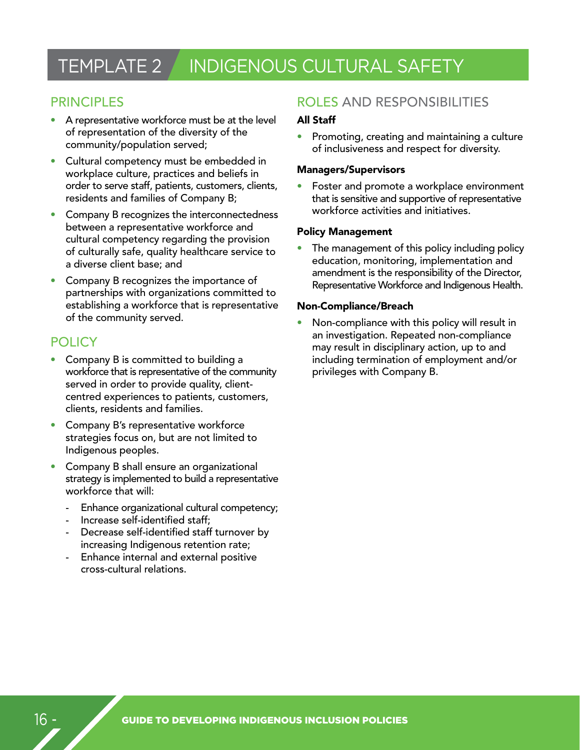# TEMPLATE 2 INDIGENOUS CULTURAL SAFETY

## PRINCIPLES

- A representative workforce must be at the level of representation of the diversity of the community/population served;
- Cultural competency must be embedded in workplace culture, practices and beliefs in order to serve staff, patients, customers, clients, residents and families of Company B;
- Company B recognizes the interconnectedness between a representative workforce and cultural competency regarding the provision of culturally safe, quality healthcare service to a diverse client base; and
- Company B recognizes the importance of partnerships with organizations committed to establishing a workforce that is representative of the community served.

## POLICY

- Company B is committed to building a workforce that is representative of the community served in order to provide quality, client-centred experiences to patients, customers, clients, residents and families.
- Company B's representative workforce strategies focus on, but are not limited to Indigenous peoples.
- Company B shall ensure an organizational strategy is implemented to build a representative workforce that will:
  - Enhance organizational cultural competency;
  - Increase self-identified staff;
  - Decrease self-identified staff turnover by increasing Indigenous retention rate;
  - Enhance internal and external positive cross-cultural relations.

## ROLES AND RESPONSIBILITIES

**All Staff**

- Promoting, creating and maintaining a culture of inclusiveness and respect for diversity.

**Managers/Supervisors**

- Foster and promote a workplace environment that is sensitive and supportive of representative workforce activities and initiatives.

**Policy Management**

- The management of this policy including policy education, monitoring, implementation and amendment is the responsibility of the Director, Representative Workforce and Indigenous Health.

**Non-Compliance/Breach**

- Non-compliance with this policy will result in an investigation. Repeated non-compliance may result in disciplinary action, up to and including termination of employment and/or privileges with Company B.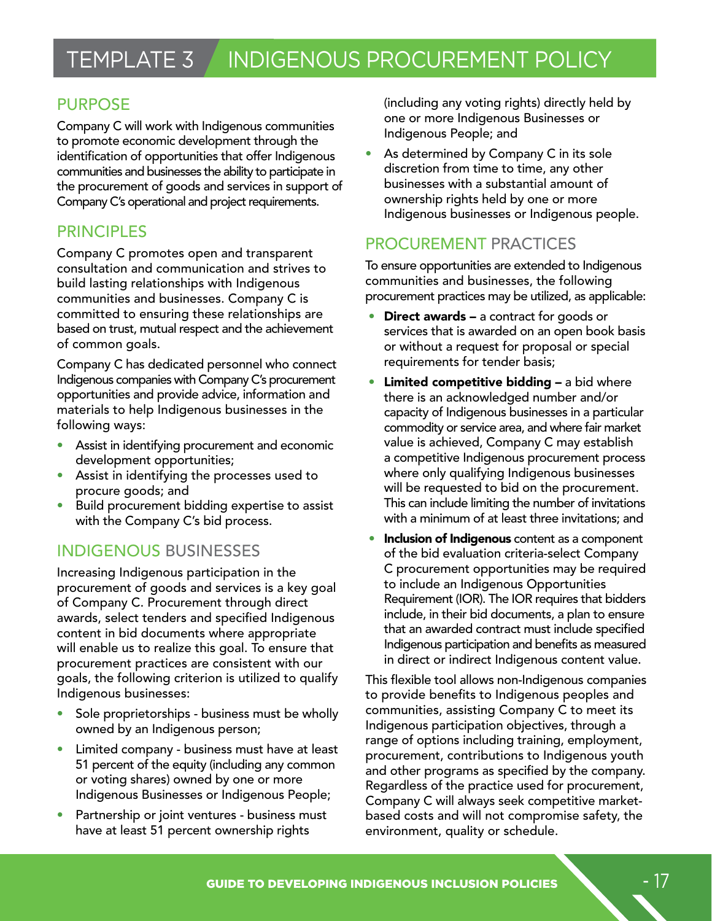# TEMPLATE 3 INDIGENOUS PROCUREMENT POLICY

## PURPOSE

Company C will work with Indigenous communities to promote economic development through the identification of opportunities that offer Indigenous communities and businesses the ability to participate in the procurement of goods and services in support of Company C's operational and project requirements.

## PRINCIPLES

Company C promotes open and transparent consultation and communication and strives to build lasting relationships with Indigenous communities and businesses. Company C is committed to ensuring these relationships are based on trust, mutual respect and the achievement of common goals.

Company C has dedicated personnel who connect Indigenous companies with Company C's procurement opportunities and provide advice, information and materials to help Indigenous businesses in the following ways:

- Assist in identifying procurement and economic development opportunities;
- Assist in identifying the processes used to procure goods; and
- Build procurement bidding expertise to assist with the Company C's bid process.

## INDIGENOUS BUSINESSES

Increasing Indigenous participation in the procurement of goods and services is a key goal of Company C. Procurement through direct awards, select tenders and specified Indigenous content in bid documents where appropriate will enable us to realize this goal. To ensure that procurement practices are consistent with our goals, the following criterion is utilized to qualify Indigenous businesses:

- Sole proprietorships - business must be wholly owned by an Indigenous person;
- Limited company - business must have at least 51 percent of the equity (including any common or voting shares) owned by one or more Indigenous Businesses or Indigenous People;
- Partnership or joint ventures - business must have at least 51 percent ownership rights (including any voting rights) directly held by one or more Indigenous Businesses or Indigenous People; and
- As determined by Company C in its sole discretion from time to time, any other businesses with a substantial amount of ownership rights held by one or more Indigenous businesses or Indigenous people.

## PROCUREMENT PRACTICES

To ensure opportunities are extended to Indigenous communities and businesses, the following procurement practices may be utilized, as applicable:

- **Direct awards –** a contract for goods or services that is awarded on an open book basis or without a request for proposal or special requirements for tender basis;
- **Limited competitive bidding –** a bid where there is an acknowledged number and/or capacity of Indigenous businesses in a particular commodity or service area, and where fair market value is achieved, Company C may establish a competitive Indigenous procurement process where only qualifying Indigenous businesses will be requested to bid on the procurement. This can include limiting the number of invitations with a minimum of at least three invitations; and
- **Inclusion of Indigenous** content as a component of the bid evaluation criteria-select Company C procurement opportunities may be required to include an Indigenous Opportunities Requirement (IOR). The IOR requires that bidders include, in their bid documents, a plan to ensure that an awarded contract must include specified Indigenous participation and benefits as measured in direct or indirect Indigenous content value.

This flexible tool allows non-Indigenous companies to provide benefits to Indigenous peoples and communities, assisting Company C to meet its Indigenous participation objectives, through a range of options including training, employment, procurement, contributions to Indigenous youth and other programs as specified by the company. Regardless of the practice used for procurement, Company C will always seek competitive market-based costs and will not compromise safety, the environment, quality or schedule.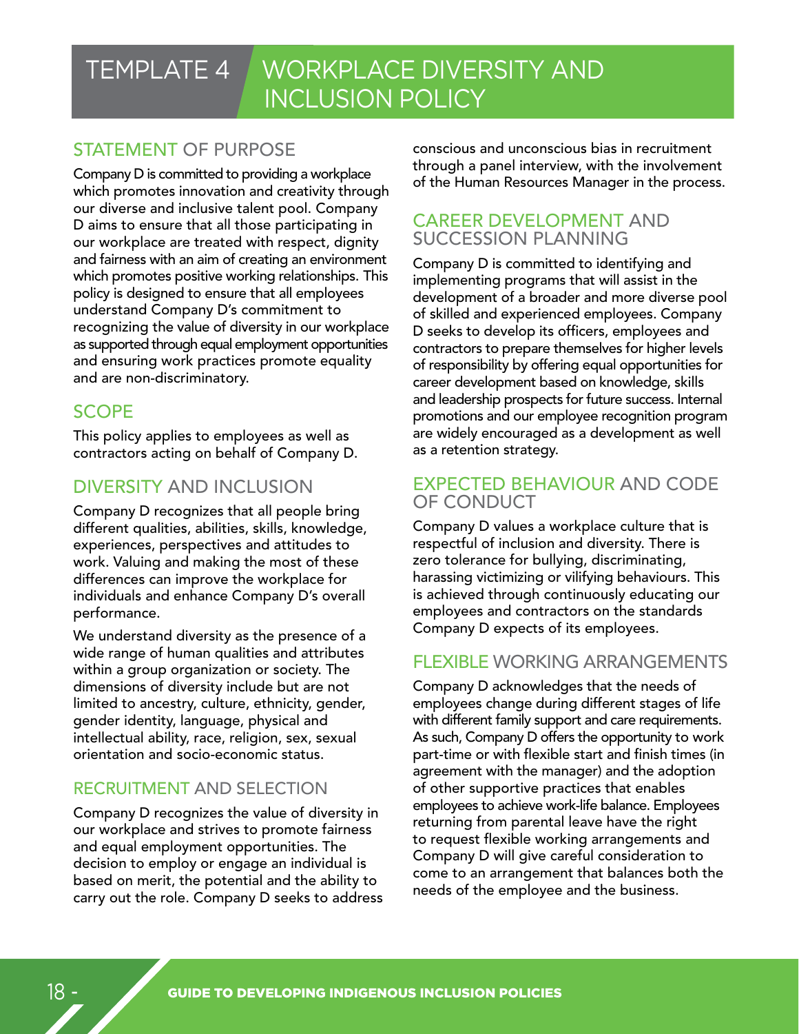# TEMPLATE 4 WORKPLACE DIVERSITY AND INCLUSION POLICY

## STATEMENT OF PURPOSE

Company D is committed to providing a workplace which promotes innovation and creativity through our diverse and inclusive talent pool. Company D aims to ensure that all those participating in our workplace are treated with respect, dignity and fairness with an aim of creating an environment which promotes positive working relationships. This policy is designed to ensure that all employees understand Company D's commitment to recognizing the value of diversity in our workplace as supported through equal employment opportunities and ensuring work practices promote equality and are non-discriminatory.

## SCOPE

This policy applies to employees as well as contractors acting on behalf of Company D.

## DIVERSITY AND INCLUSION

Company D recognizes that all people bring different qualities, abilities, skills, knowledge, experiences, perspectives and attitudes to work. Valuing and making the most of these differences can improve the workplace for individuals and enhance Company D's overall performance.

We understand diversity as the presence of a wide range of human qualities and attributes within a group organization or society. The dimensions of diversity include but are not limited to ancestry, culture, ethnicity, gender, gender identity, language, physical and intellectual ability, race, religion, sex, sexual orientation and socio-economic status.

## RECRUITMENT AND SELECTION

Company D recognizes the value of diversity in our workplace and strives to promote fairness and equal employment opportunities. The decision to employ or engage an individual is based on merit, the potential and the ability to carry out the role. Company D seeks to address conscious and unconscious bias in recruitment through a panel interview, with the involvement of the Human Resources Manager in the process.

## CAREER DEVELOPMENT AND SUCCESSION PLANNING

Company D is committed to identifying and implementing programs that will assist in the development of a broader and more diverse pool of skilled and experienced employees. Company D seeks to develop its officers, employees and contractors to prepare themselves for higher levels of responsibility by offering equal opportunities for career development based on knowledge, skills and leadership prospects for future success. Internal promotions and our employee recognition program are widely encouraged as a development as well as a retention strategy.

## EXPECTED BEHAVIOUR AND CODE OF CONDUCT

Company D values a workplace culture that is respectful of inclusion and diversity. There is zero tolerance for bullying, discriminating, harassing victimizing or vilifying behaviours. This is achieved through continuously educating our employees and contractors on the standards Company D expects of its employees.

## FLEXIBLE WORKING ARRANGEMENTS

Company D acknowledges that the needs of employees change during different stages of life with different family support and care requirements. As such, Company D offers the opportunity to work part-time or with flexible start and finish times (in agreement with the manager) and the adoption of other supportive practices that enables employees to achieve work-life balance. Employees returning from parental leave have the right to request flexible working arrangements and Company D will give careful consideration to come to an arrangement that balances both the needs of the employee and the business.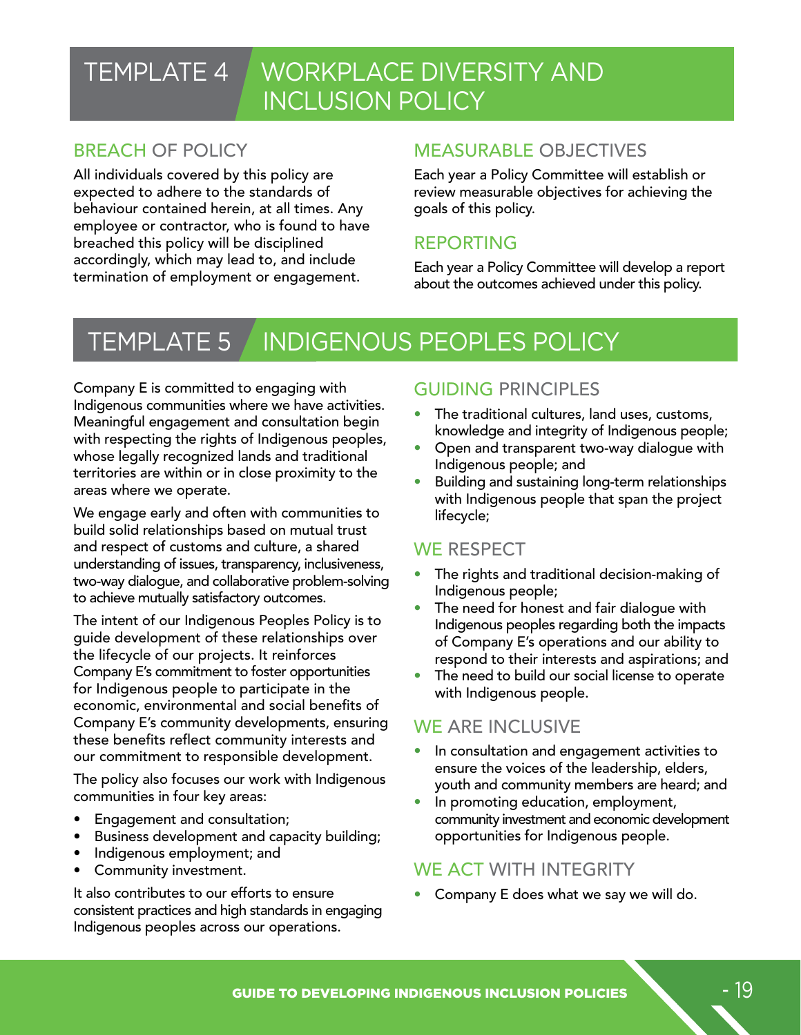# TEMPLATE 4 WORKPLACE DIVERSITY AND INCLUSION POLICY

## BREACH OF POLICY

All individuals covered by this policy are expected to adhere to the standards of behaviour contained herein, at all times. Any employee or contractor, who is found to have breached this policy will be disciplined accordingly, which may lead to, and include termination of employment or engagement.

## MEASURABLE OBJECTIVES

Each year a Policy Committee will establish or review measurable objectives for achieving the goals of this policy.

## REPORTING

Each year a Policy Committee will develop a report about the outcomes achieved under this policy.

# TEMPLATE 5 INDIGENOUS PEOPLES POLICY

Company E is committed to engaging with Indigenous communities where we have activities. Meaningful engagement and consultation begin with respecting the rights of Indigenous peoples, whose legally recognized lands and traditional territories are within or in close proximity to the areas where we operate.

We engage early and often with communities to build solid relationships based on mutual trust and respect of customs and culture, a shared understanding of issues, transparency, inclusiveness, two-way dialogue, and collaborative problem-solving to achieve mutually satisfactory outcomes.

The intent of our Indigenous Peoples Policy is to guide development of these relationships over the lifecycle of our projects. It reinforces Company E's commitment to foster opportunities for Indigenous people to participate in the economic, environmental and social benefits of Company E's community developments, ensuring these benefits reflect community interests and our commitment to responsible development.

The policy also focuses our work with Indigenous communities in four key areas:

- Engagement and consultation;
- Business development and capacity building;
- Indigenous employment; and
- Community investment.

It also contributes to our efforts to ensure consistent practices and high standards in engaging Indigenous peoples across our operations.

## GUIDING PRINCIPLES

- The traditional cultures, land uses, customs, knowledge and integrity of Indigenous people;
- Open and transparent two-way dialogue with Indigenous people; and
- Building and sustaining long-term relationships with Indigenous people that span the project lifecycle;

## WE RESPECT

- The rights and traditional decision-making of Indigenous people;
- The need for honest and fair dialogue with Indigenous peoples regarding both the impacts of Company E's operations and our ability to respond to their interests and aspirations; and
- The need to build our social license to operate with Indigenous people.

## WE ARE INCLUSIVE

- In consultation and engagement activities to ensure the voices of the leadership, elders, youth and community members are heard; and
- In promoting education, employment, community investment and economic development opportunities for Indigenous people.

## WE ACT WITH INTEGRITY

- Company E does what we say we will do.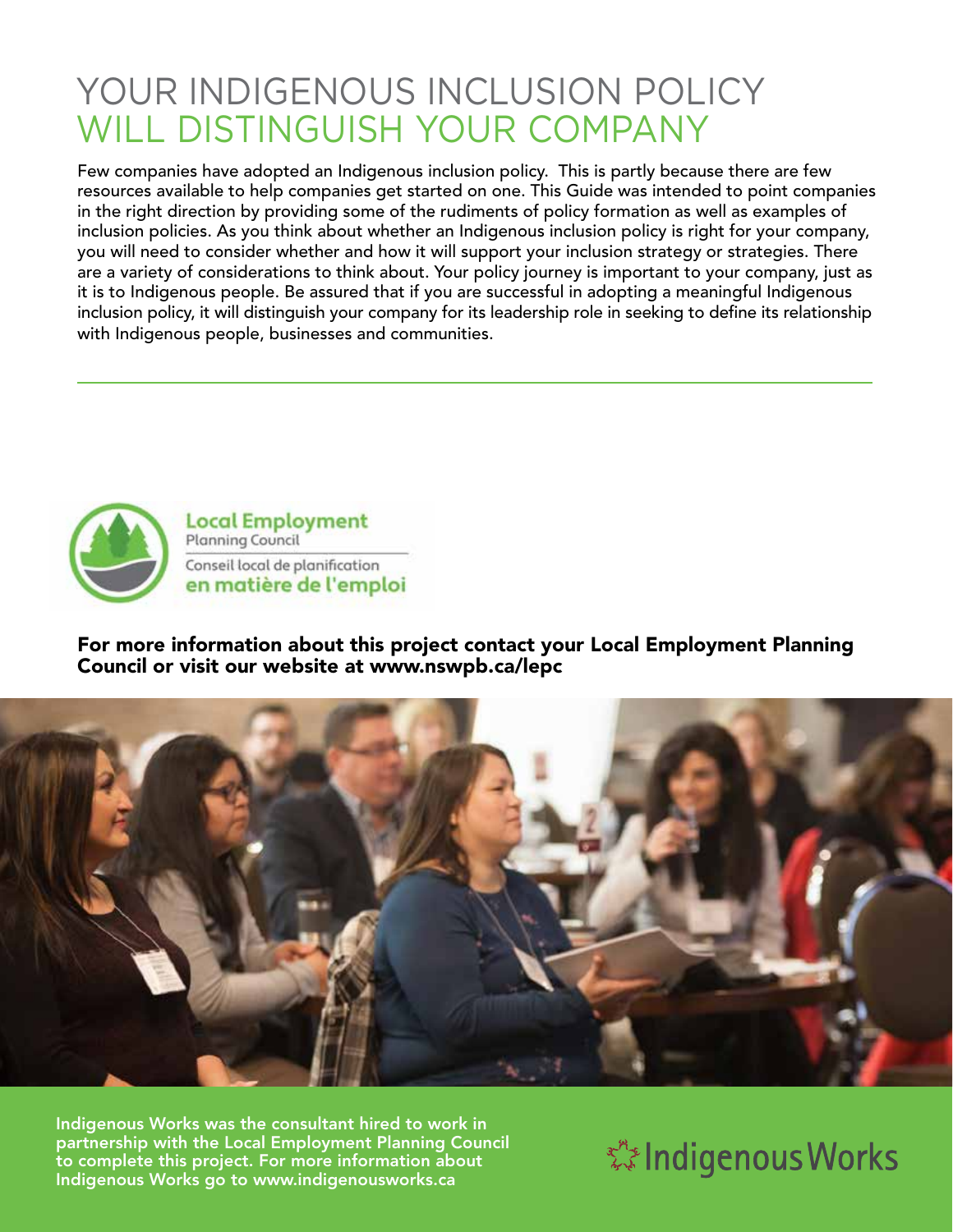# YOUR INDIGENOUS INCLUSION POLICY WILL DISTINGUISH YOUR COMPANY

Few companies have adopted an Indigenous inclusion policy. This is partly because there are few resources available to help companies get started on one. This Guide was intended to point companies in the right direction by providing some of the rudiments of policy formation as well as examples of inclusion policies. As you think about whether an Indigenous inclusion policy is right for your company, you will need to consider whether and how it will support your inclusion strategy or strategies. There are a variety of considerations to think about. Your policy journey is important to your company, just as it is to Indigenous people. Be assured that if you are successful in adopting a meaningful Indigenous inclusion policy, it will distinguish your company for its leadership role in seeking to define its relationship with Indigenous people, businesses and communities.

---

Local Employment Planning Council
Conseil local de planification en matière de l'emploi

**For more information about this project contact your Local Employment Planning Council or visit our website at www.nswpb.ca/lepc**

**Indigenous Works was the consultant hired to work in partnership with the Local Employment Planning Council to complete this project. For more information about Indigenous Works go to www.indigenousworks.ca**

Indigenous Works